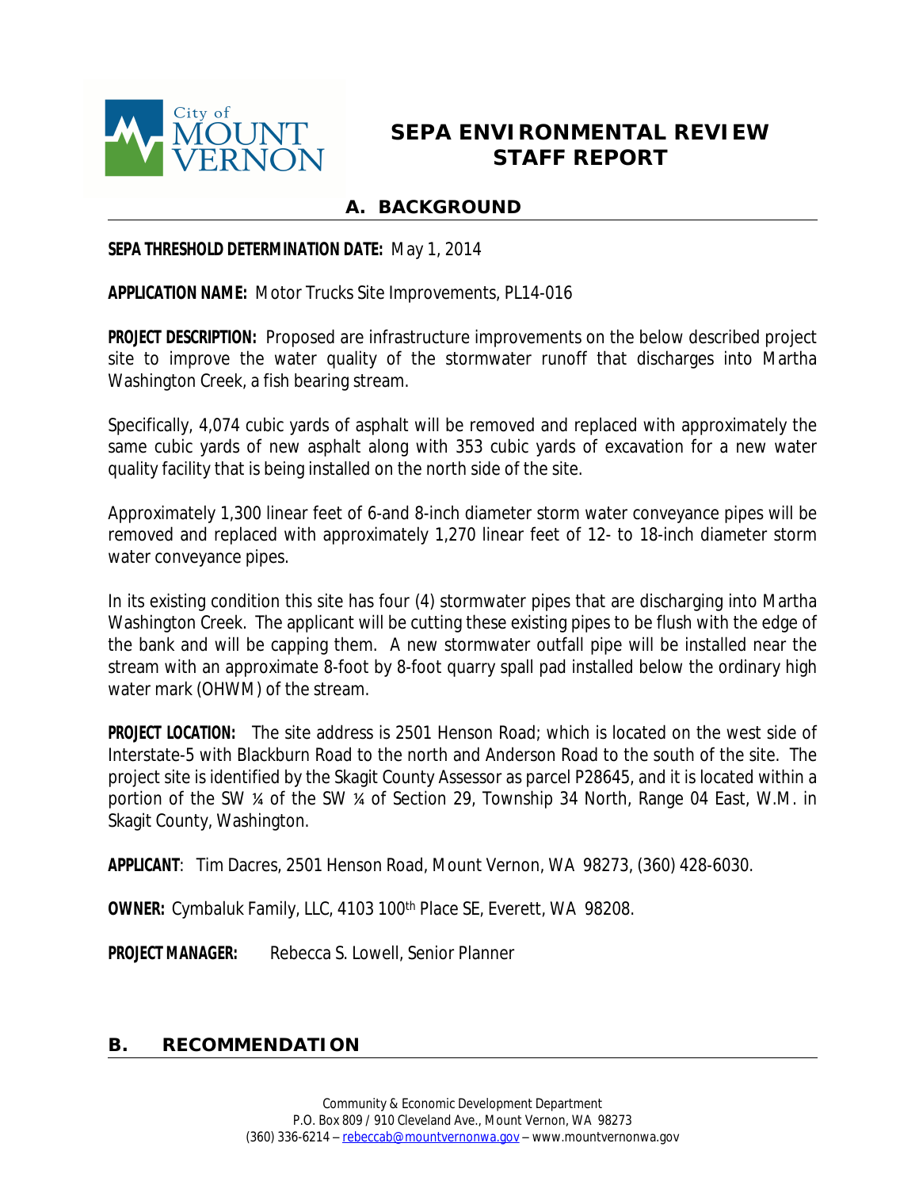# SEPA ENVIRONMENTAL REVIEW STAFF REPORT

## A. BACKGROUND

**SEPA THRESHOLD DETERMINATION DATE:** May 1, 2014

**APPLICATION NAME:** Motor Trucks Site Improvements, PL14-016

**PROJECT DESCRIPTION:** Proposed are infrastructure improvements on the below described project site to improve the water quality of the stormwater runoff that discharges into Martha Washington Creek, a fish bearing stream.

Specifically, 4,074 cubic yards of asphalt will be removed and replaced with approximately the same cubic yards of new asphalt along with 353 cubic yards of excavation for a new water quality facility that is being installed on the north side of the site.

Approximately 1,300 linear feet of 6-and 8-inch diameter storm water conveyance pipes will be removed and replaced with approximately 1,270 linear feet of 12- to 18-inch diameter storm water conveyance pipes.

In its existing condition this site has four (4) stormwater pipes that are discharging into Martha Washington Creek. The applicant will be cutting these existing pipes to be flush with the edge of the bank and will be capping them. A new stormwater outfall pipe will be installed near the stream with an approximate 8-foot by 8-foot quarry spall pad installed below the ordinary high water mark (OHWM) of the stream.

**PROJECT LOCATION:** The site address is 2501 Henson Road; which is located on the west side of Interstate-5 with Blackburn Road to the north and Anderson Road to the south of the site. The project site is identified by the Skagit County Assessor as parcel P28645, and it is located within a portion of the SW ¼ of the SW ¼ of Section 29, Township 34 North, Range 04 East, W.M. in Skagit County, Washington.

**APPLICANT**: Tim Dacres, 2501 Henson Road, Mount Vernon, WA 98273, (360) 428-6030.

**OWNER:** Cymbaluk Family, LLC, 4103 100th Place SE, Everett, WA 98208.

**PROJECT MANAGER:** Rebecca S. Lowell, Senior Planner

## B. RECOMMENDATION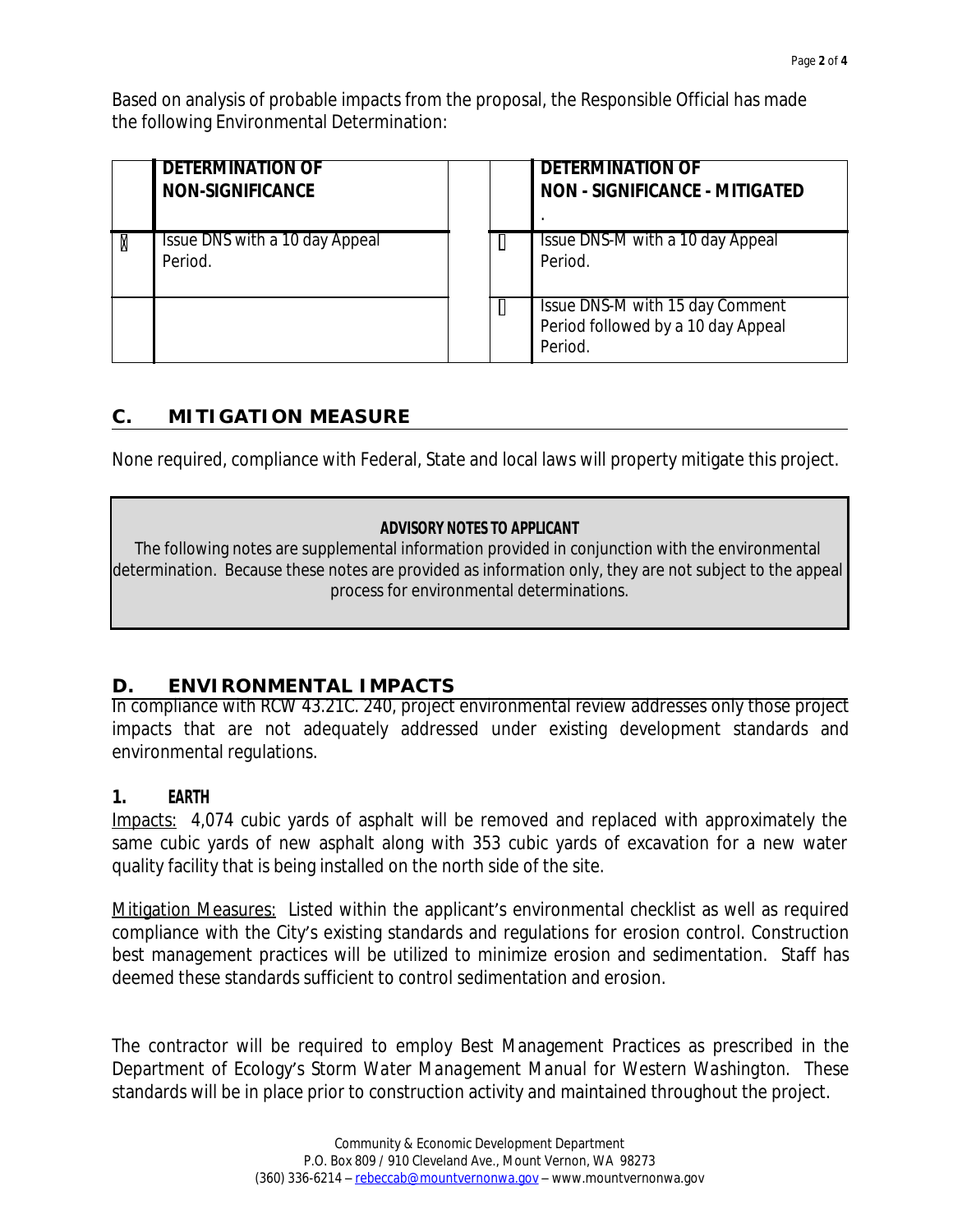Based on analysis of probable impacts from the proposal, the Responsible Official has made the following Environmental Determination:

| | **DETERMINATION OF NON-SIGNIFICANCE** | | | **DETERMINATION OF NON - SIGNIFICANCE - MITIGATED** |
|---|---|---|---|---|
| ☒ | Issue DNS with a 10 day Appeal Period. | | ☐ | Issue DNS-M with a 10 day Appeal Period. |
| | | | ☐ | Issue DNS-M with 15 day Comment Period followed by a 10 day Appeal Period. |

## C. MITIGATION MEASURE

None required, compliance with Federal, State and local laws will property mitigate this project.

> **ADVISORY NOTES TO APPLICANT**
>
> The following notes are supplemental information provided in conjunction with the environmental determination. Because these notes are provided as information only, they are not subject to the appeal process for environmental determinations.

## D. ENVIRONMENTAL IMPACTS

In compliance with RCW 43.21C. 240, project environmental review addresses only those project impacts that are not adequately addressed under existing development standards and environmental regulations.

### 1. EARTH

Impacts: 4,074 cubic yards of asphalt will be removed and replaced with approximately the same cubic yards of new asphalt along with 353 cubic yards of excavation for a new water quality facility that is being installed on the north side of the site.

Mitigation Measures: Listed within the applicant's environmental checklist as well as required compliance with the City's existing standards and regulations for erosion control. Construction best management practices will be utilized to minimize erosion and sedimentation. Staff has deemed these standards sufficient to control sedimentation and erosion.

The contractor will be required to employ Best Management Practices as prescribed in the Department of Ecology's Storm Water Management Manual for Western Washington. These standards will be in place prior to construction activity and maintained throughout the project.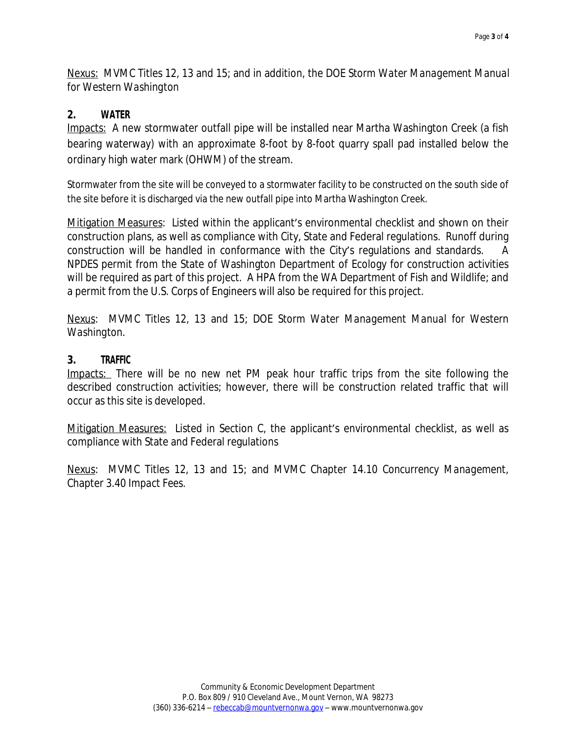<u>Nexus:</u> MVMC Titles 12, 13 and 15; and in addition, the DOE Storm Water Management Manual for Western Washington

### 2. WATER

<u>Impacts:</u> A new stormwater outfall pipe will be installed near Martha Washington Creek (a fish bearing waterway) with an approximate 8-foot by 8-foot quarry spall pad installed below the ordinary high water mark (OHWM) of the stream.

Stormwater from the site will be conveyed to a stormwater facility to be constructed on the south side of the site before it is discharged via the new outfall pipe into Martha Washington Creek.

<u>Mitigation Measures</u>: Listed within the applicant's environmental checklist and shown on their construction plans, as well as compliance with City, State and Federal regulations. Runoff during construction will be handled in conformance with the City's regulations and standards. A NPDES permit from the State of Washington Department of Ecology for construction activities will be required as part of this project. A HPA from the WA Department of Fish and Wildlife; and a permit from the U.S. Corps of Engineers will also be required for this project.

<u>Nexus</u>: MVMC Titles 12, 13 and 15; DOE Storm Water Management Manual for Western Washington.

### 3. TRAFFIC

<u>Impacts:</u> There will be no new net PM peak hour traffic trips from the site following the described construction activities; however, there will be construction related traffic that will occur as this site is developed.

<u>Mitigation Measures:</u> Listed in Section C, the applicant's environmental checklist, as well as compliance with State and Federal regulations

<u>Nexus</u>: MVMC Titles 12, 13 and 15; and MVMC Chapter 14.10 Concurrency Management, Chapter 3.40 Impact Fees.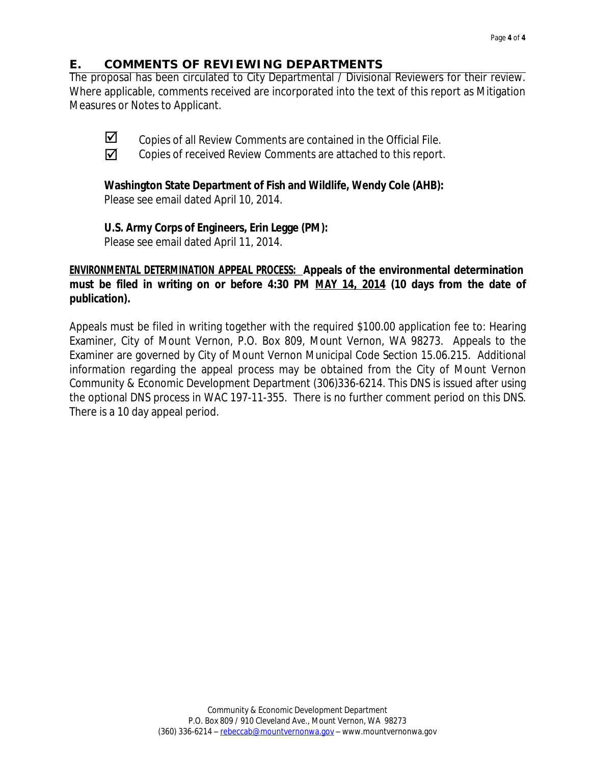## E. COMMENTS OF REVIEWING DEPARTMENTS

The proposal has been circulated to City Departmental / Divisional Reviewers for their review. Where applicable, comments received are incorporated into the text of this report as Mitigation Measures or Notes to Applicant.

- ☑ Copies of all Review Comments are contained in the Official File.
- ☑ Copies of received Review Comments are attached to this report.

**Washington State Department of Fish and Wildlife, Wendy Cole (AHB):**
Please see email dated April 10, 2014.

**U.S. Army Corps of Engineers, Erin Legge (PM):**
Please see email dated April 11, 2014.

**ENVIRONMENTAL DETERMINATION APPEAL PROCESS: Appeals of the environmental determination must be filed in writing on or before 4:30 PM MAY 14, 2014 (10 days from the date of publication).**

Appeals must be filed in writing together with the required $100.00 application fee to: Hearing Examiner, City of Mount Vernon, P.O. Box 809, Mount Vernon, WA 98273. Appeals to the Examiner are governed by City of Mount Vernon Municipal Code Section 15.06.215. Additional information regarding the appeal process may be obtained from the City of Mount Vernon Community & Economic Development Department (306)336-6214. This DNS is issued after using the optional DNS process in WAC 197-11-355. There is no further comment period on this DNS. There is a 10 day appeal period.

Community & Economic Development Department
P.O. Box 809 / 910 Cleveland Ave., Mount Vernon, WA 98273
(360) 336-6214 – rebeccab@mountvernonwa.gov – www.mountvernonwa.gov